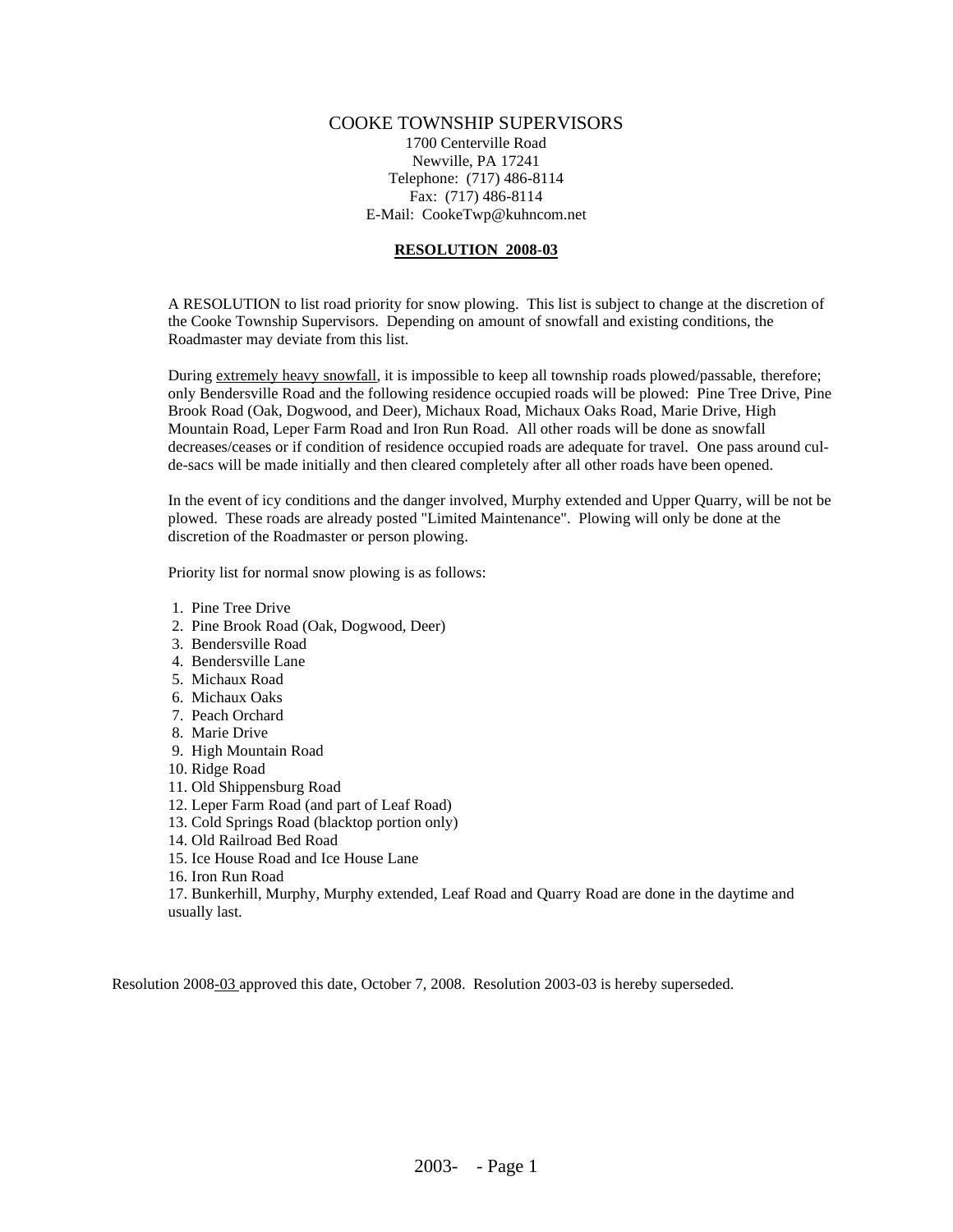# COOKE TOWNSHIP SUPERVISORS

1700 Centerville Road
Newville, PA 17241
Telephone: (717) 486-8114
Fax: (717) 486-8114
E-Mail: CookeTwp@kuhncom.net

## RESOLUTION 2008-03

A RESOLUTION to list road priority for snow plowing. This list is subject to change at the discretion of the Cooke Township Supervisors. Depending on amount of snowfall and existing conditions, the Roadmaster may deviate from this list.

During extremely heavy snowfall, it is impossible to keep all township roads plowed/passable, therefore; only Bendersville Road and the following residence occupied roads will be plowed: Pine Tree Drive, Pine Brook Road (Oak, Dogwood, and Deer), Michaux Road, Michaux Oaks Road, Marie Drive, High Mountain Road, Leper Farm Road and Iron Run Road. All other roads will be done as snowfall decreases/ceases or if condition of residence occupied roads are adequate for travel. One pass around cul-de-sacs will be made initially and then cleared completely after all other roads have been opened.

In the event of icy conditions and the danger involved, Murphy extended and Upper Quarry, will be not be plowed. These roads are already posted "Limited Maintenance". Plowing will only be done at the discretion of the Roadmaster or person plowing.

Priority list for normal snow plowing is as follows:

1. Pine Tree Drive
2. Pine Brook Road (Oak, Dogwood, Deer)
3. Bendersville Road
4. Bendersville Lane
5. Michaux Road
6. Michaux Oaks
7. Peach Orchard
8. Marie Drive
9. High Mountain Road
10. Ridge Road
11. Old Shippensburg Road
12. Leper Farm Road (and part of Leaf Road)
13. Cold Springs Road (blacktop portion only)
14. Old Railroad Bed Road
15. Ice House Road and Ice House Lane
16. Iron Run Road
17. Bunkerhill, Murphy, Murphy extended, Leaf Road and Quarry Road are done in the daytime and usually last.

Resolution 2008-03 approved this date, October 7, 2008. Resolution 2003-03 is hereby superseded.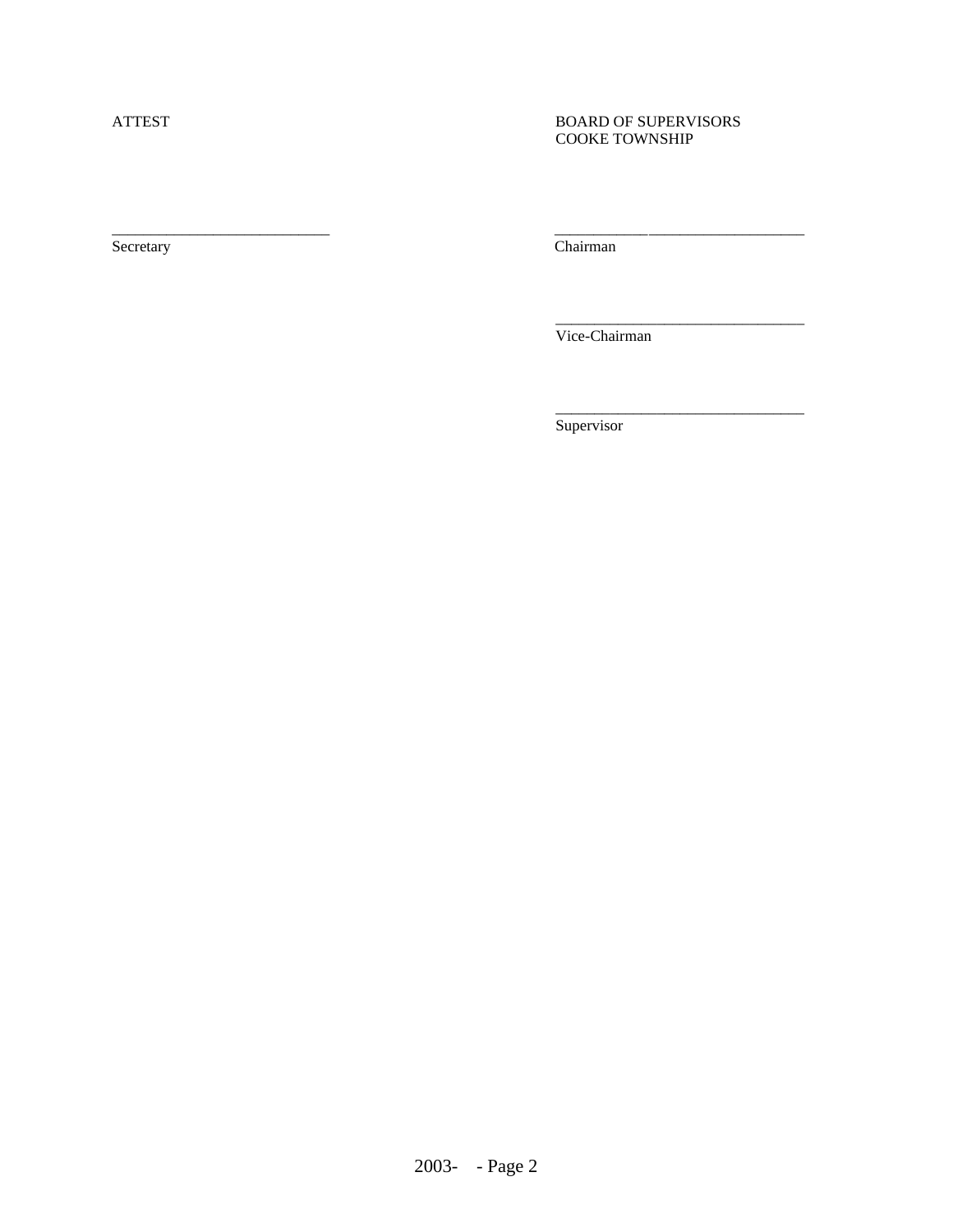ATTEST

BOARD OF SUPERVISORS
COOKE TOWNSHIP

\_\_\_\_\_\_\_\_\_\_\_\_\_\_\_\_\_\_\_\_\_\_\_\_\_\_\_\_
Secretary

\_\_\_\_\_\_\_\_\_\_\_\_\_\_\_\_\_\_\_\_\_\_\_\_\_\_\_\_\_\_\_\_
Chairman

\_\_\_\_\_\_\_\_\_\_\_\_\_\_\_\_\_\_\_\_\_\_\_\_\_\_\_\_\_\_\_\_
Vice-Chairman

\_\_\_\_\_\_\_\_\_\_\_\_\_\_\_\_\_\_\_\_\_\_\_\_\_\_\_\_\_\_\_\_
Supervisor

2003- - Page 2